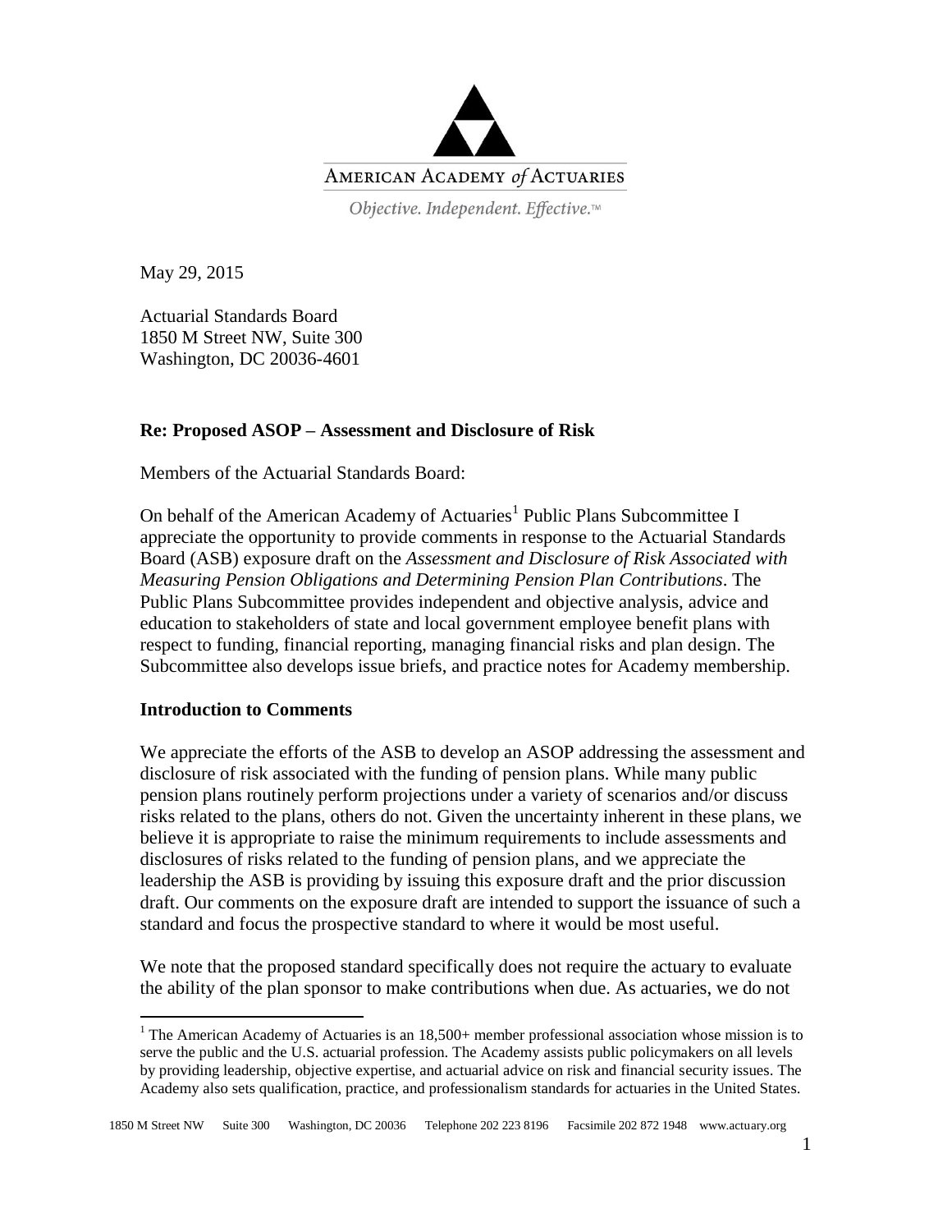AMERICAN ACADEMY *of* ACTUARIES

*Objective. Independent. Effective.™*

May 29, 2015

Actuarial Standards Board
1850 M Street NW, Suite 300
Washington, DC 20036-4601

**Re: Proposed ASOP – Assessment and Disclosure of Risk**

Members of the Actuarial Standards Board:

On behalf of the American Academy of Actuaries[1] Public Plans Subcommittee I appreciate the opportunity to provide comments in response to the Actuarial Standards Board (ASB) exposure draft on the *Assessment and Disclosure of Risk Associated with Measuring Pension Obligations and Determining Pension Plan Contributions*. The Public Plans Subcommittee provides independent and objective analysis, advice and education to stakeholders of state and local government employee benefit plans with respect to funding, financial reporting, managing financial risks and plan design. The Subcommittee also develops issue briefs, and practice notes for Academy membership.

**Introduction to Comments**

We appreciate the efforts of the ASB to develop an ASOP addressing the assessment and disclosure of risk associated with the funding of pension plans. While many public pension plans routinely perform projections under a variety of scenarios and/or discuss risks related to the plans, others do not. Given the uncertainty inherent in these plans, we believe it is appropriate to raise the minimum requirements to include assessments and disclosures of risks related to the funding of pension plans, and we appreciate the leadership the ASB is providing by issuing this exposure draft and the prior discussion draft. Our comments on the exposure draft are intended to support the issuance of such a standard and focus the prospective standard to where it would be most useful.

We note that the proposed standard specifically does not require the actuary to evaluate the ability of the plan sponsor to make contributions when due. As actuaries, we do not

[1] The American Academy of Actuaries is an 18,500+ member professional association whose mission is to serve the public and the U.S. actuarial profession. The Academy assists public policymakers on all levels by providing leadership, objective expertise, and actuarial advice on risk and financial security issues. The Academy also sets qualification, practice, and professionalism standards for actuaries in the United States.

1850 M Street NW Suite 300 Washington, DC 20036 Telephone 202 223 8196 Facsimile 202 872 1948 www.actuary.org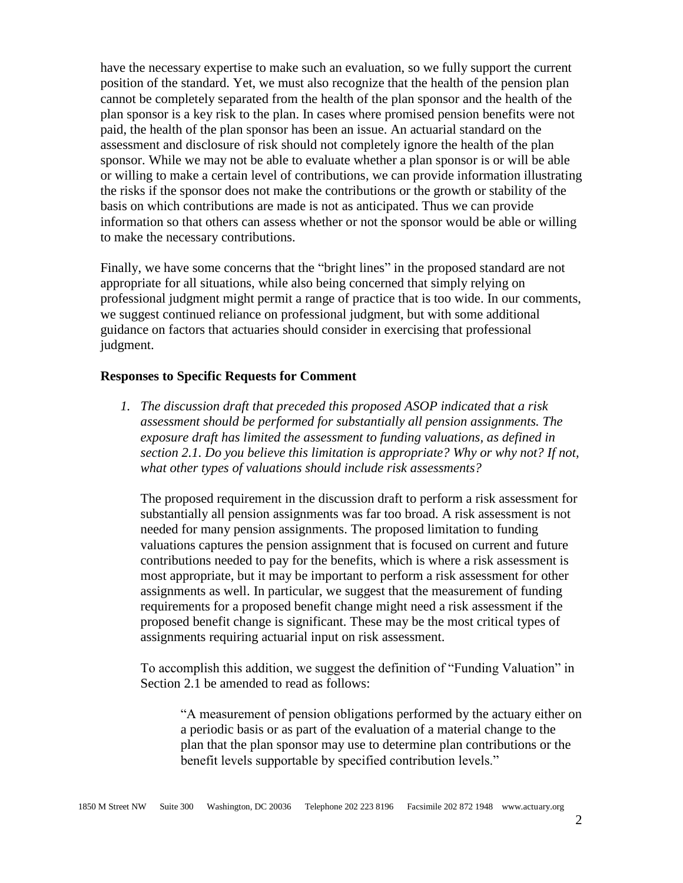have the necessary expertise to make such an evaluation, so we fully support the current position of the standard. Yet, we must also recognize that the health of the pension plan cannot be completely separated from the health of the plan sponsor and the health of the plan sponsor is a key risk to the plan. In cases where promised pension benefits were not paid, the health of the plan sponsor has been an issue. An actuarial standard on the assessment and disclosure of risk should not completely ignore the health of the plan sponsor. While we may not be able to evaluate whether a plan sponsor is or will be able or willing to make a certain level of contributions, we can provide information illustrating the risks if the sponsor does not make the contributions or the growth or stability of the basis on which contributions are made is not as anticipated. Thus we can provide information so that others can assess whether or not the sponsor would be able or willing to make the necessary contributions.

Finally, we have some concerns that the "bright lines" in the proposed standard are not appropriate for all situations, while also being concerned that simply relying on professional judgment might permit a range of practice that is too wide. In our comments, we suggest continued reliance on professional judgment, but with some additional guidance on factors that actuaries should consider in exercising that professional judgment.

**Responses to Specific Requests for Comment**

1. *The discussion draft that preceded this proposed ASOP indicated that a risk assessment should be performed for substantially all pension assignments. The exposure draft has limited the assessment to funding valuations, as defined in section 2.1. Do you believe this limitation is appropriate? Why or why not? If not, what other types of valuations should include risk assessments?*

   The proposed requirement in the discussion draft to perform a risk assessment for substantially all pension assignments was far too broad. A risk assessment is not needed for many pension assignments. The proposed limitation to funding valuations captures the pension assignment that is focused on current and future contributions needed to pay for the benefits, which is where a risk assessment is most appropriate, but it may be important to perform a risk assessment for other assignments as well. In particular, we suggest that the measurement of funding requirements for a proposed benefit change might need a risk assessment if the proposed benefit change is significant. These may be the most critical types of assignments requiring actuarial input on risk assessment.

   To accomplish this addition, we suggest the definition of "Funding Valuation" in Section 2.1 be amended to read as follows:

   > "A measurement of pension obligations performed by the actuary either on a periodic basis or as part of the evaluation of a material change to the plan that the plan sponsor may use to determine plan contributions or the benefit levels supportable by specified contribution levels."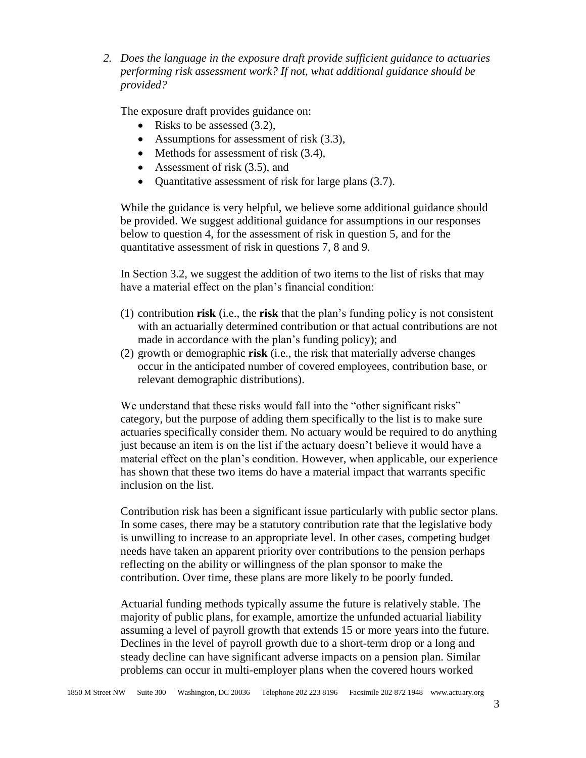2. *Does the language in the exposure draft provide sufficient guidance to actuaries performing risk assessment work? If not, what additional guidance should be provided?*

   The exposure draft provides guidance on:

   - Risks to be assessed (3.2),
   - Assumptions for assessment of risk (3.3),
   - Methods for assessment of risk (3.4),
   - Assessment of risk (3.5), and
   - Quantitative assessment of risk for large plans (3.7).

   While the guidance is very helpful, we believe some additional guidance should be provided. We suggest additional guidance for assumptions in our responses below to question 4, for the assessment of risk in question 5, and for the quantitative assessment of risk in questions 7, 8 and 9.

   In Section 3.2, we suggest the addition of two items to the list of risks that may have a material effect on the plan's financial condition:

   (1) contribution **risk** (i.e., the **risk** that the plan's funding policy is not consistent with an actuarially determined contribution or that actual contributions are not made in accordance with the plan's funding policy); and
   (2) growth or demographic **risk** (i.e., the risk that materially adverse changes occur in the anticipated number of covered employees, contribution base, or relevant demographic distributions).

   We understand that these risks would fall into the "other significant risks" category, but the purpose of adding them specifically to the list is to make sure actuaries specifically consider them. No actuary would be required to do anything just because an item is on the list if the actuary doesn't believe it would have a material effect on the plan's condition. However, when applicable, our experience has shown that these two items do have a material impact that warrants specific inclusion on the list.

   Contribution risk has been a significant issue particularly with public sector plans. In some cases, there may be a statutory contribution rate that the legislative body is unwilling to increase to an appropriate level. In other cases, competing budget needs have taken an apparent priority over contributions to the pension perhaps reflecting on the ability or willingness of the plan sponsor to make the contribution. Over time, these plans are more likely to be poorly funded.

   Actuarial funding methods typically assume the future is relatively stable. The majority of public plans, for example, amortize the unfunded actuarial liability assuming a level of payroll growth that extends 15 or more years into the future. Declines in the level of payroll growth due to a short-term drop or a long and steady decline can have significant adverse impacts on a pension plan. Similar problems can occur in multi-employer plans when the covered hours worked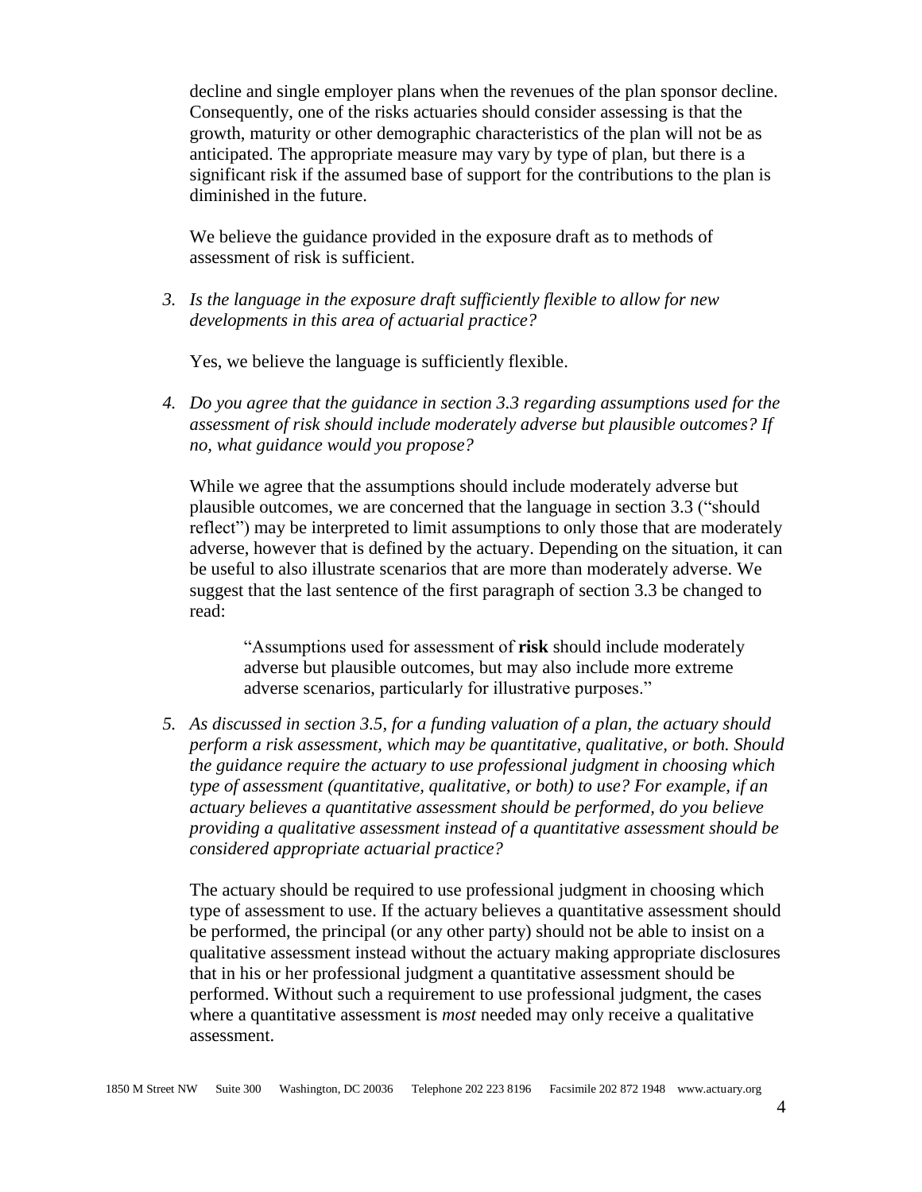decline and single employer plans when the revenues of the plan sponsor decline. Consequently, one of the risks actuaries should consider assessing is that the growth, maturity or other demographic characteristics of the plan will not be as anticipated. The appropriate measure may vary by type of plan, but there is a significant risk if the assumed base of support for the contributions to the plan is diminished in the future.

We believe the guidance provided in the exposure draft as to methods of assessment of risk is sufficient.

3. *Is the language in the exposure draft sufficiently flexible to allow for new developments in this area of actuarial practice?*

   Yes, we believe the language is sufficiently flexible.

4. *Do you agree that the guidance in section 3.3 regarding assumptions used for the assessment of risk should include moderately adverse but plausible outcomes? If no, what guidance would you propose?*

   While we agree that the assumptions should include moderately adverse but plausible outcomes, we are concerned that the language in section 3.3 ("should reflect") may be interpreted to limit assumptions to only those that are moderately adverse, however that is defined by the actuary. Depending on the situation, it can be useful to also illustrate scenarios that are more than moderately adverse. We suggest that the last sentence of the first paragraph of section 3.3 be changed to read:

   > "Assumptions used for assessment of **risk** should include moderately adverse but plausible outcomes, but may also include more extreme adverse scenarios, particularly for illustrative purposes."

5. *As discussed in section 3.5, for a funding valuation of a plan, the actuary should perform a risk assessment, which may be quantitative, qualitative, or both. Should the guidance require the actuary to use professional judgment in choosing which type of assessment (quantitative, qualitative, or both) to use? For example, if an actuary believes a quantitative assessment should be performed, do you believe providing a qualitative assessment instead of a quantitative assessment should be considered appropriate actuarial practice?*

   The actuary should be required to use professional judgment in choosing which type of assessment to use. If the actuary believes a quantitative assessment should be performed, the principal (or any other party) should not be able to insist on a qualitative assessment instead without the actuary making appropriate disclosures that in his or her professional judgment a quantitative assessment should be performed. Without such a requirement to use professional judgment, the cases where a quantitative assessment is *most* needed may only receive a qualitative assessment.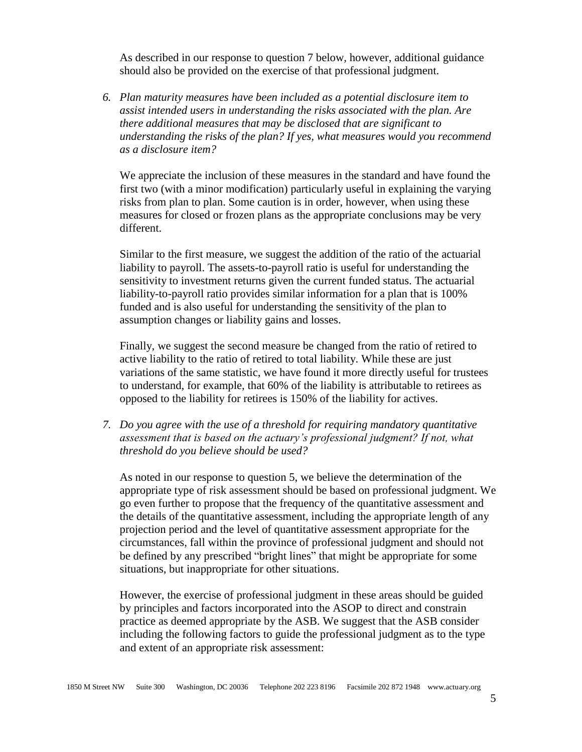As described in our response to question 7 below, however, additional guidance should also be provided on the exercise of that professional judgment.

6. *Plan maturity measures have been included as a potential disclosure item to assist intended users in understanding the risks associated with the plan. Are there additional measures that may be disclosed that are significant to understanding the risks of the plan? If yes, what measures would you recommend as a disclosure item?*

   We appreciate the inclusion of these measures in the standard and have found the first two (with a minor modification) particularly useful in explaining the varying risks from plan to plan. Some caution is in order, however, when using these measures for closed or frozen plans as the appropriate conclusions may be very different.

   Similar to the first measure, we suggest the addition of the ratio of the actuarial liability to payroll. The assets-to-payroll ratio is useful for understanding the sensitivity to investment returns given the current funded status. The actuarial liability-to-payroll ratio provides similar information for a plan that is 100% funded and is also useful for understanding the sensitivity of the plan to assumption changes or liability gains and losses.

   Finally, we suggest the second measure be changed from the ratio of retired to active liability to the ratio of retired to total liability. While these are just variations of the same statistic, we have found it more directly useful for trustees to understand, for example, that 60% of the liability is attributable to retirees as opposed to the liability for retirees is 150% of the liability for actives.

7. *Do you agree with the use of a threshold for requiring mandatory quantitative assessment that is based on the actuary's professional judgment? If not, what threshold do you believe should be used?*

   As noted in our response to question 5, we believe the determination of the appropriate type of risk assessment should be based on professional judgment. We go even further to propose that the frequency of the quantitative assessment and the details of the quantitative assessment, including the appropriate length of any projection period and the level of quantitative assessment appropriate for the circumstances, fall within the province of professional judgment and should not be defined by any prescribed "bright lines" that might be appropriate for some situations, but inappropriate for other situations.

   However, the exercise of professional judgment in these areas should be guided by principles and factors incorporated into the ASOP to direct and constrain practice as deemed appropriate by the ASB. We suggest that the ASB consider including the following factors to guide the professional judgment as to the type and extent of an appropriate risk assessment: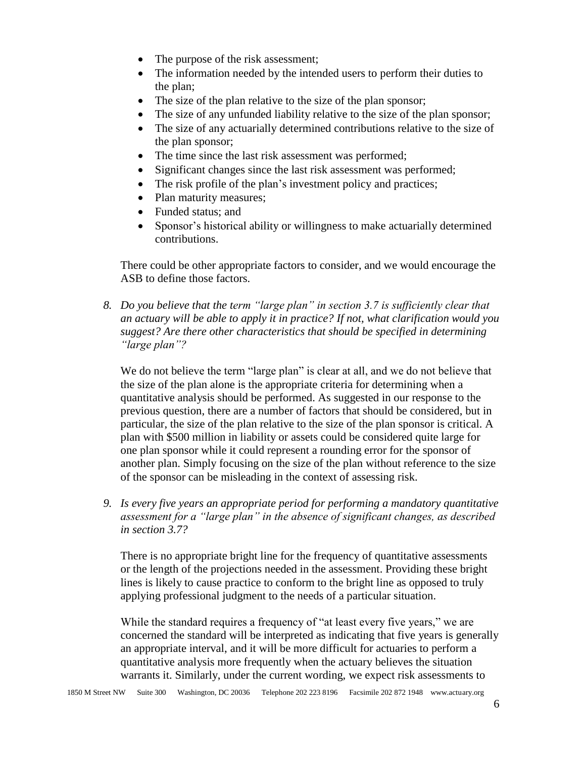- The purpose of the risk assessment;
- The information needed by the intended users to perform their duties to the plan;
- The size of the plan relative to the size of the plan sponsor;
- The size of any unfunded liability relative to the size of the plan sponsor;
- The size of any actuarially determined contributions relative to the size of the plan sponsor;
- The time since the last risk assessment was performed;
- Significant changes since the last risk assessment was performed;
- The risk profile of the plan's investment policy and practices;
- Plan maturity measures;
- Funded status; and
- Sponsor's historical ability or willingness to make actuarially determined contributions.

There could be other appropriate factors to consider, and we would encourage the ASB to define those factors.

8. *Do you believe that the term "large plan" in section 3.7 is sufficiently clear that an actuary will be able to apply it in practice? If not, what clarification would you suggest? Are there other characteristics that should be specified in determining "large plan"?*

   We do not believe the term "large plan" is clear at all, and we do not believe that the size of the plan alone is the appropriate criteria for determining when a quantitative analysis should be performed. As suggested in our response to the previous question, there are a number of factors that should be considered, but in particular, the size of the plan relative to the size of the plan sponsor is critical. A plan with $500 million in liability or assets could be considered quite large for one plan sponsor while it could represent a rounding error for the sponsor of another plan. Simply focusing on the size of the plan without reference to the size of the sponsor can be misleading in the context of assessing risk.

9. *Is every five years an appropriate period for performing a mandatory quantitative assessment for a "large plan" in the absence of significant changes, as described in section 3.7?*

   There is no appropriate bright line for the frequency of quantitative assessments or the length of the projections needed in the assessment. Providing these bright lines is likely to cause practice to conform to the bright line as opposed to truly applying professional judgment to the needs of a particular situation.

   While the standard requires a frequency of "at least every five years," we are concerned the standard will be interpreted as indicating that five years is generally an appropriate interval, and it will be more difficult for actuaries to perform a quantitative analysis more frequently when the actuary believes the situation warrants it. Similarly, under the current wording, we expect risk assessments to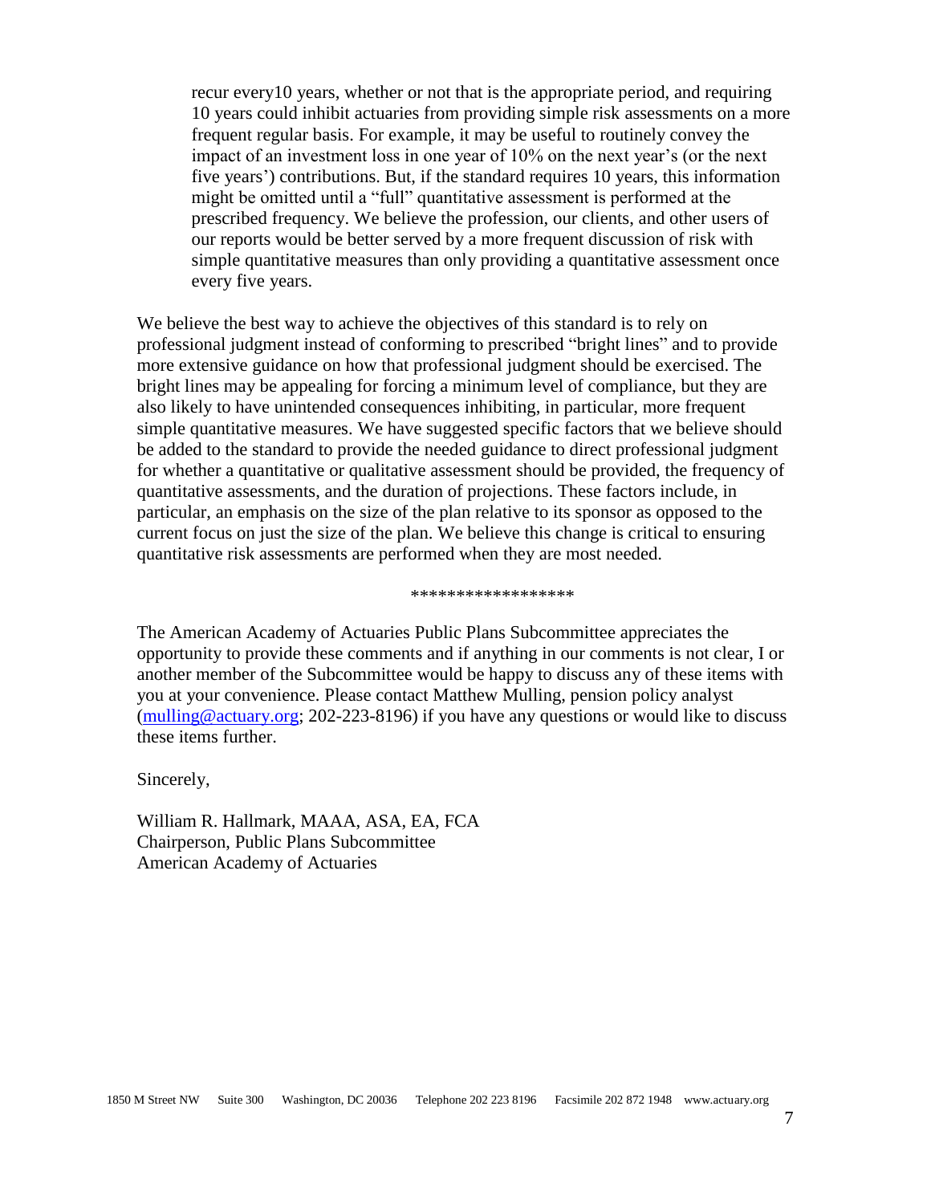recur every10 years, whether or not that is the appropriate period, and requiring 10 years could inhibit actuaries from providing simple risk assessments on a more frequent regular basis. For example, it may be useful to routinely convey the impact of an investment loss in one year of 10% on the next year's (or the next five years') contributions. But, if the standard requires 10 years, this information might be omitted until a "full" quantitative assessment is performed at the prescribed frequency. We believe the profession, our clients, and other users of our reports would be better served by a more frequent discussion of risk with simple quantitative measures than only providing a quantitative assessment once every five years.

We believe the best way to achieve the objectives of this standard is to rely on professional judgment instead of conforming to prescribed "bright lines" and to provide more extensive guidance on how that professional judgment should be exercised. The bright lines may be appealing for forcing a minimum level of compliance, but they are also likely to have unintended consequences inhibiting, in particular, more frequent simple quantitative measures. We have suggested specific factors that we believe should be added to the standard to provide the needed guidance to direct professional judgment for whether a quantitative or qualitative assessment should be provided, the frequency of quantitative assessments, and the duration of projections. These factors include, in particular, an emphasis on the size of the plan relative to its sponsor as opposed to the current focus on just the size of the plan. We believe this change is critical to ensuring quantitative risk assessments are performed when they are most needed.

******************

The American Academy of Actuaries Public Plans Subcommittee appreciates the opportunity to provide these comments and if anything in our comments is not clear, I or another member of the Subcommittee would be happy to discuss any of these items with you at your convenience. Please contact Matthew Mulling, pension policy analyst (mulling@actuary.org; 202-223-8196) if you have any questions or would like to discuss these items further.

Sincerely,

William R. Hallmark, MAAA, ASA, EA, FCA
Chairperson, Public Plans Subcommittee
American Academy of Actuaries